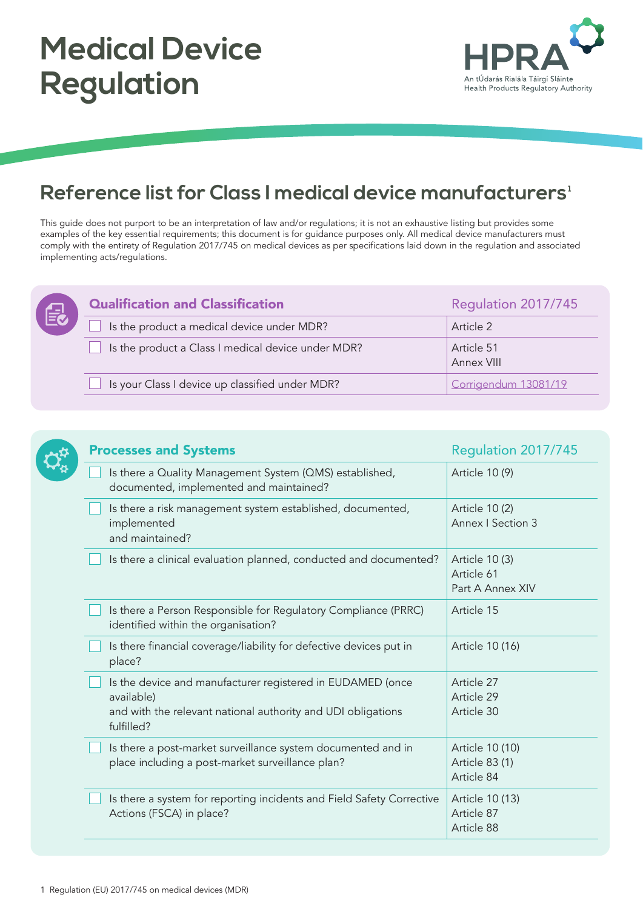# Medical Device Regulation

HPRA
An tÚdarás Rialála Táirgí Sláinte
Health Products Regulatory Authority

## Reference list for Class I medical device manufacturers[1]

This guide does not purport to be an interpretation of law and/or regulations; it is not an exhaustive listing but provides some examples of the key essential requirements; this document is for guidance purposes only. All medical device manufacturers must comply with the entirety of Regulation 2017/745 on medical devices as per specifications laid down in the regulation and associated implementing acts/regulations.

| Qualification and Classification | Regulation 2017/745 |
|---|---|
| ☐ Is the product a medical device under MDR? | Article 2 |
| ☐ Is the product a Class I medical device under MDR? | Article 51<br>Annex VIII |
| ☐ Is your Class I device up classified under MDR? | Corrigendum 13081/19 |

| Processes and Systems | Regulation 2017/745 |
|---|---|
| ☐ Is there a Quality Management System (QMS) established, documented, implemented and maintained? | Article 10 (9) |
| ☐ Is there a risk management system established, documented, implemented and maintained? | Article 10 (2)<br>Annex I Section 3 |
| ☐ Is there a clinical evaluation planned, conducted and documented? | Article 10 (3)<br>Article 61<br>Part A Annex XIV |
| ☐ Is there a Person Responsible for Regulatory Compliance (PRRC) identified within the organisation? | Article 15 |
| ☐ Is there financial coverage/liability for defective devices put in place? | Article 10 (16) |
| ☐ Is the device and manufacturer registered in EUDAMED (once available) and with the relevant national authority and UDI obligations fulfilled? | Article 27<br>Article 29<br>Article 30 |
| ☐ Is there a post-market surveillance system documented and in place including a post-market surveillance plan? | Article 10 (10)<br>Article 83 (1)<br>Article 84 |
| ☐ Is there a system for reporting incidents and Field Safety Corrective Actions (FSCA) in place? | Article 10 (13)<br>Article 87<br>Article 88 |

1 Regulation (EU) 2017/745 on medical devices (MDR)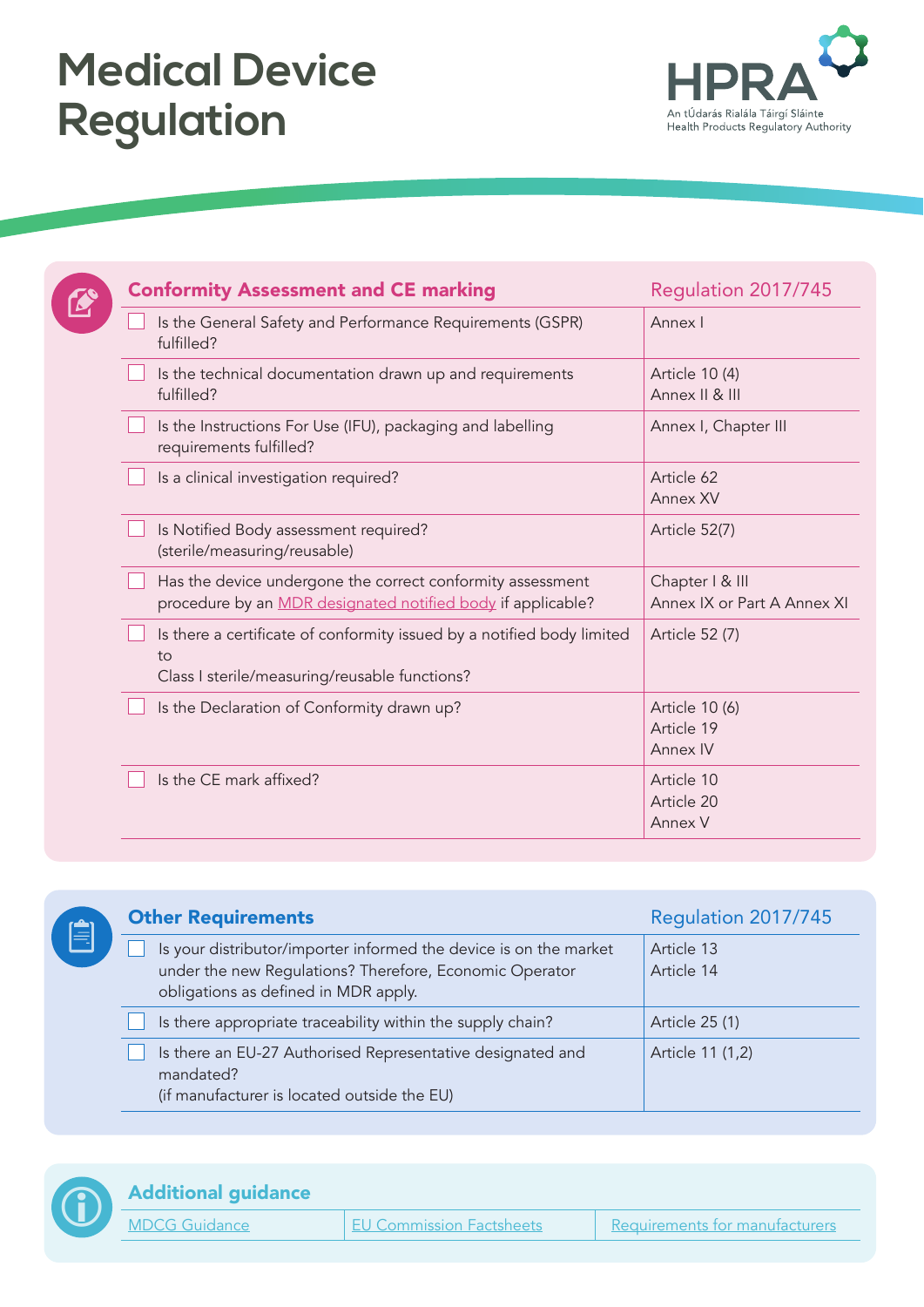# Medical Device Regulation

HPRA
An tÚdarás Rialála Táirgí Sláinte
Health Products Regulatory Authority

| Conformity Assessment and CE marking | Regulation 2017/745 |
|---|---|
| ☐ Is the General Safety and Performance Requirements (GSPR) fulfilled? | Annex I |
| ☐ Is the technical documentation drawn up and requirements fulfilled? | Article 10 (4)<br>Annex II & III |
| ☐ Is the Instructions For Use (IFU), packaging and labelling requirements fulfilled? | Annex I, Chapter III |
| ☐ Is a clinical investigation required? | Article 62<br>Annex XV |
| ☐ Is Notified Body assessment required? (sterile/measuring/reusable) | Article 52(7) |
| ☐ Has the device undergone the correct conformity assessment procedure by an MDR designated notified body if applicable? | Chapter I & III<br>Annex IX or Part A Annex XI |
| ☐ Is there a certificate of conformity issued by a notified body limited to<br>Class I sterile/measuring/reusable functions? | Article 52 (7) |
| ☐ Is the Declaration of Conformity drawn up? | Article 10 (6)<br>Article 19<br>Annex IV |
| ☐ Is the CE mark affixed? | Article 10<br>Article 20<br>Annex V |

| Other Requirements | Regulation 2017/745 |
|---|---|
| ☐ Is your distributor/importer informed the device is on the market under the new Regulations? Therefore, Economic Operator obligations as defined in MDR apply. | Article 13<br>Article 14 |
| ☐ Is there appropriate traceability within the supply chain? | Article 25 (1) |
| ☐ Is there an EU-27 Authorised Representative designated and mandated?<br>(if manufacturer is located outside the EU) | Article 11 (1,2) |

## Additional guidance

| MDCG Guidance | EU Commission Factsheets | Requirements for manufacturers |
|---|---|---|